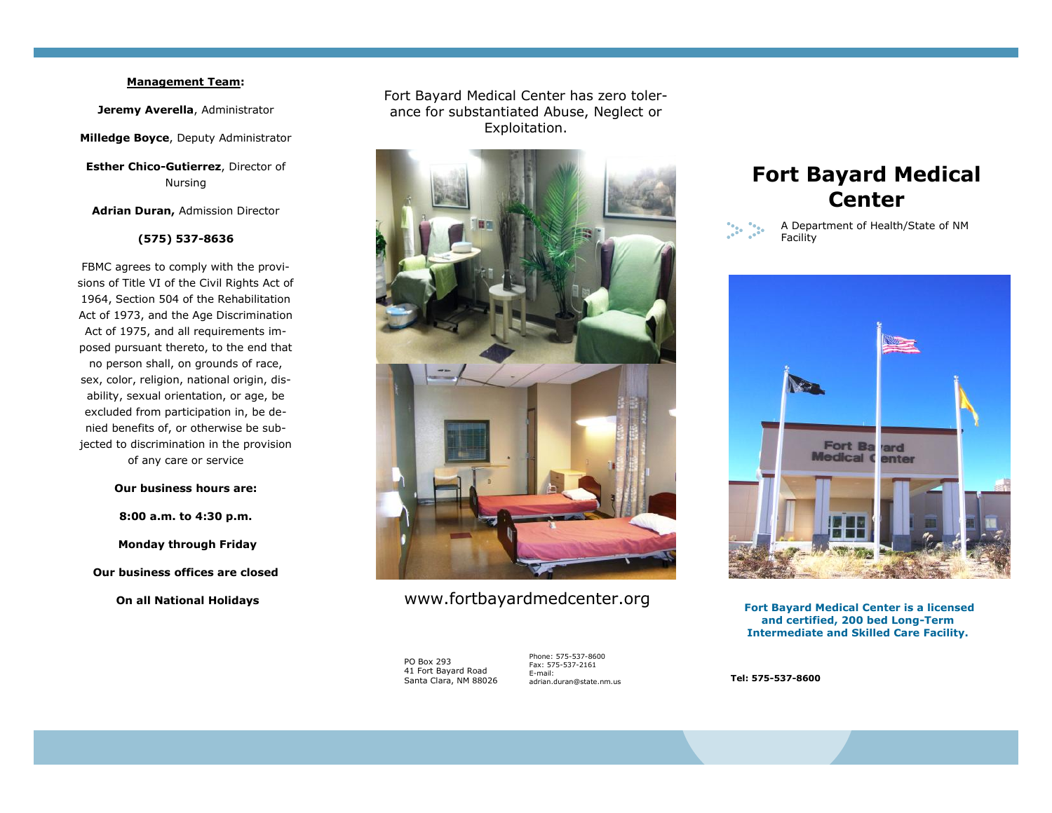**Management Team:**

**Jeremy Averella**, Administrator

**Milledge Boyce**, Deputy Administrator

**Esther Chico-Gutierrez**, Director of Nursing

**Adrian Duran,** Admission Director

**(575) 537-8636**

FBMC agrees to comply with the provisions of Title VI of the Civil Rights Act of 1964, Section 504 of the Rehabilitation Act of 1973, and the Age Discrimination Act of 1975, and all requirements imposed pursuant thereto, to the end that no person shall, on grounds of race, sex, color, religion, national origin, disability, sexual orientation, or age, be excluded from participation in, be denied benefits of, or otherwise be subjected to discrimination in the provision of any care or service

**Our business hours are:**

**8:00 a.m. to 4:30 p.m.**

**Monday through Friday**

**Our business offices are closed**

**On all National Holidays**

Fort Bayard Medical Center has zero tolerance for substantiated Abuse, Neglect or Exploitation.

www.fortbayardmedcenter.org

PO Box 293
41 Fort Bayard Road
Santa Clara, NM 88026

Phone: 575-537-8600
Fax: 575-537-2161
E-mail:
adrian.duran@state.nm.us

# Fort Bayard Medical Center

A Department of Health/State of NM Facility

**Fort Bayard Medical Center is a licensed and certified, 200 bed Long-Term Intermediate and Skilled Care Facility.**

**Tel: 575-537-8600**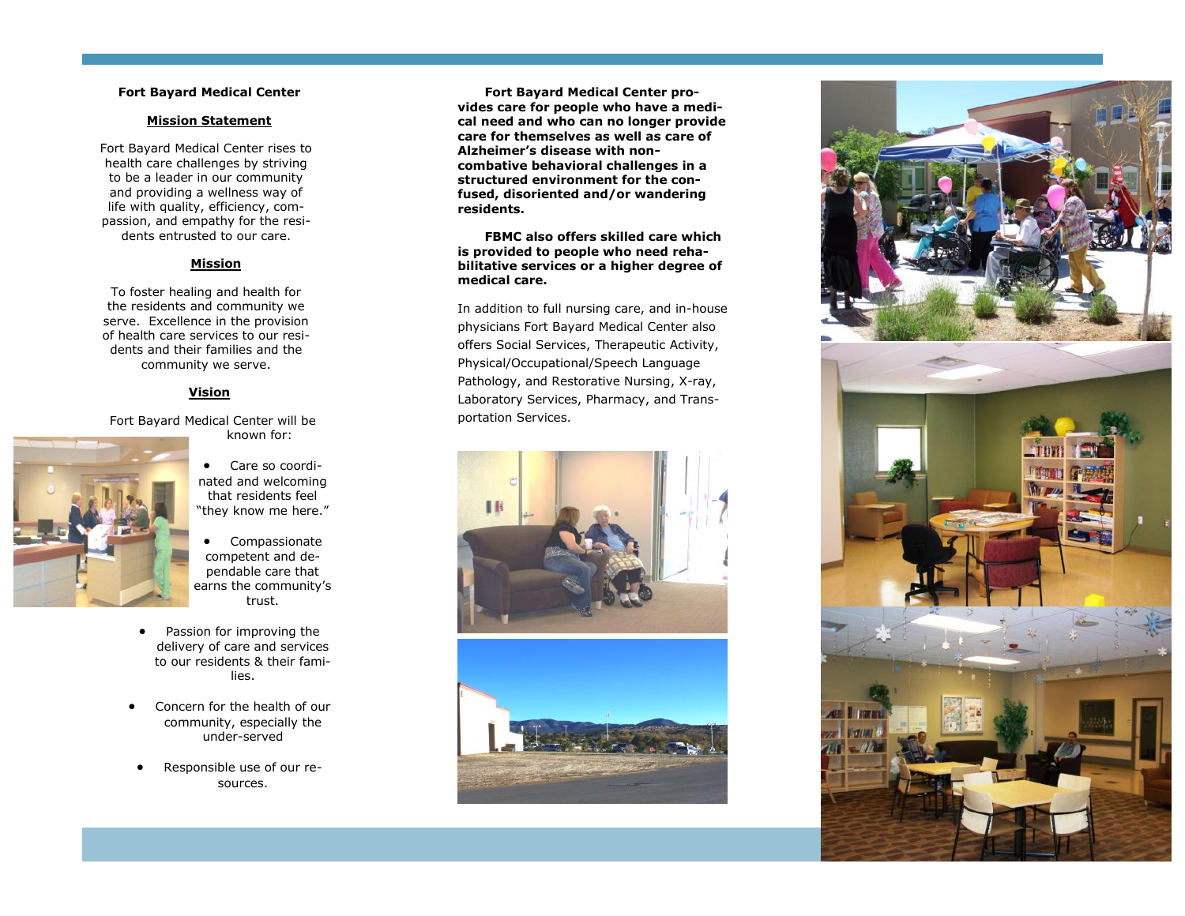**Fort Bayard Medical Center**

**Mission Statement**

Fort Bayard Medical Center rises to health care challenges by striving to be a leader in our community and providing a wellness way of life with quality, efficiency, compassion, and empathy for the residents entrusted to our care.

**Mission**

To foster healing and health for the residents and community we serve. Excellence in the provision of health care services to our residents and their families and the community we serve.

**Vision**

Fort Bayard Medical Center will be known for:

- Care so coordinated and welcoming that residents feel "they know me here."
- Compassionate competent and dependable care that earns the community's trust.
- Passion for improving the delivery of care and services to our residents & their families.
- Concern for the health of our community, especially the under-served
- Responsible use of our resources.

**Fort Bayard Medical Center provides care for people who have a medical need and who can no longer provide care for themselves as well as care of Alzheimer's disease with non-combative behavioral challenges in a structured environment for the confused, disoriented and/or wandering residents.**

**FBMC also offers skilled care which is provided to people who need rehabilitative services or a higher degree of medical care.**

In addition to full nursing care, and in-house physicians Fort Bayard Medical Center also offers Social Services, Therapeutic Activity, Physical/Occupational/Speech Language Pathology, and Restorative Nursing, X-ray, Laboratory Services, Pharmacy, and Transportation Services.